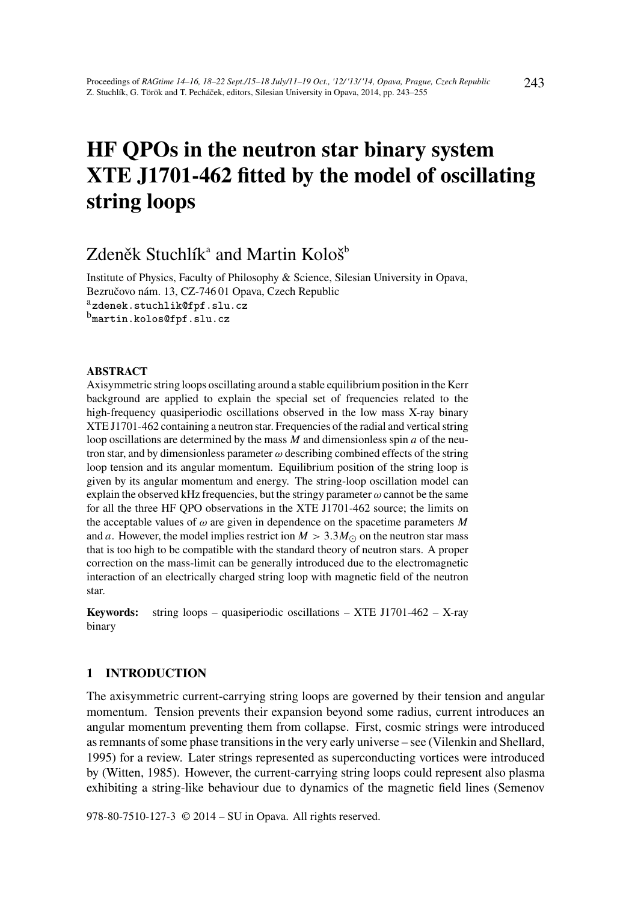# HF QPOs in the neutron star binary system XTE J1701-462 fitted by the model of oscillating string loops

Zdeněk Stuchlík[a] and Martin Kološ[b]

Institute of Physics, Faculty of Philosophy & Science, Silesian University in Opava, Bezručovo nám. 13, CZ-746 01 Opava, Czech Republic

[a]zdenek.stuchlik@fpf.slu.cz

[b]martin.kolos@fpf.slu.cz

**ABSTRACT**

Axisymmetric string loops oscillating around a stable equilibrium position in the Kerr background are applied to explain the special set of frequencies related to the high-frequency quasiperiodic oscillations observed in the low mass X-ray binary XTE J1701-462 containing a neutron star. Frequencies of the radial and vertical string loop oscillations are determined by the mass $M$ and dimensionless spin $a$ of the neutron star, and by dimensionless parameter $\omega$ describing combined effects of the string loop tension and its angular momentum. Equilibrium position of the string loop is given by its angular momentum and energy. The string-loop oscillation model can explain the observed kHz frequencies, but the stringy parameter $\omega$ cannot be the same for all the three HF QPO observations in the XTE J1701-462 source; the limits on the acceptable values of $\omega$ are given in dependence on the spacetime parameters $M$ and $a$. However, the model implies restrict ion $M > 3.3 M_{\odot}$ on the neutron star mass that is too high to be compatible with the standard theory of neutron stars. A proper correction on the mass-limit can be generally introduced due to the electromagnetic interaction of an electrically charged string loop with magnetic field of the neutron star.

**Keywords:** string loops – quasiperiodic oscillations – XTE J1701-462 – X-ray binary

## 1 INTRODUCTION

The axisymmetric current-carrying string loops are governed by their tension and angular momentum. Tension prevents their expansion beyond some radius, current introduces an angular momentum preventing them from collapse. First, cosmic strings were introduced as remnants of some phase transitions in the very early universe – see (Vilenkin and Shellard, 1995) for a review. Later strings represented as superconducting vortices were introduced by (Witten, 1985). However, the current-carrying string loops could represent also plasma exhibiting a string-like behaviour due to dynamics of the magnetic field lines (Semenov

978-80-7510-127-3 © 2014 – SU in Opava. All rights reserved.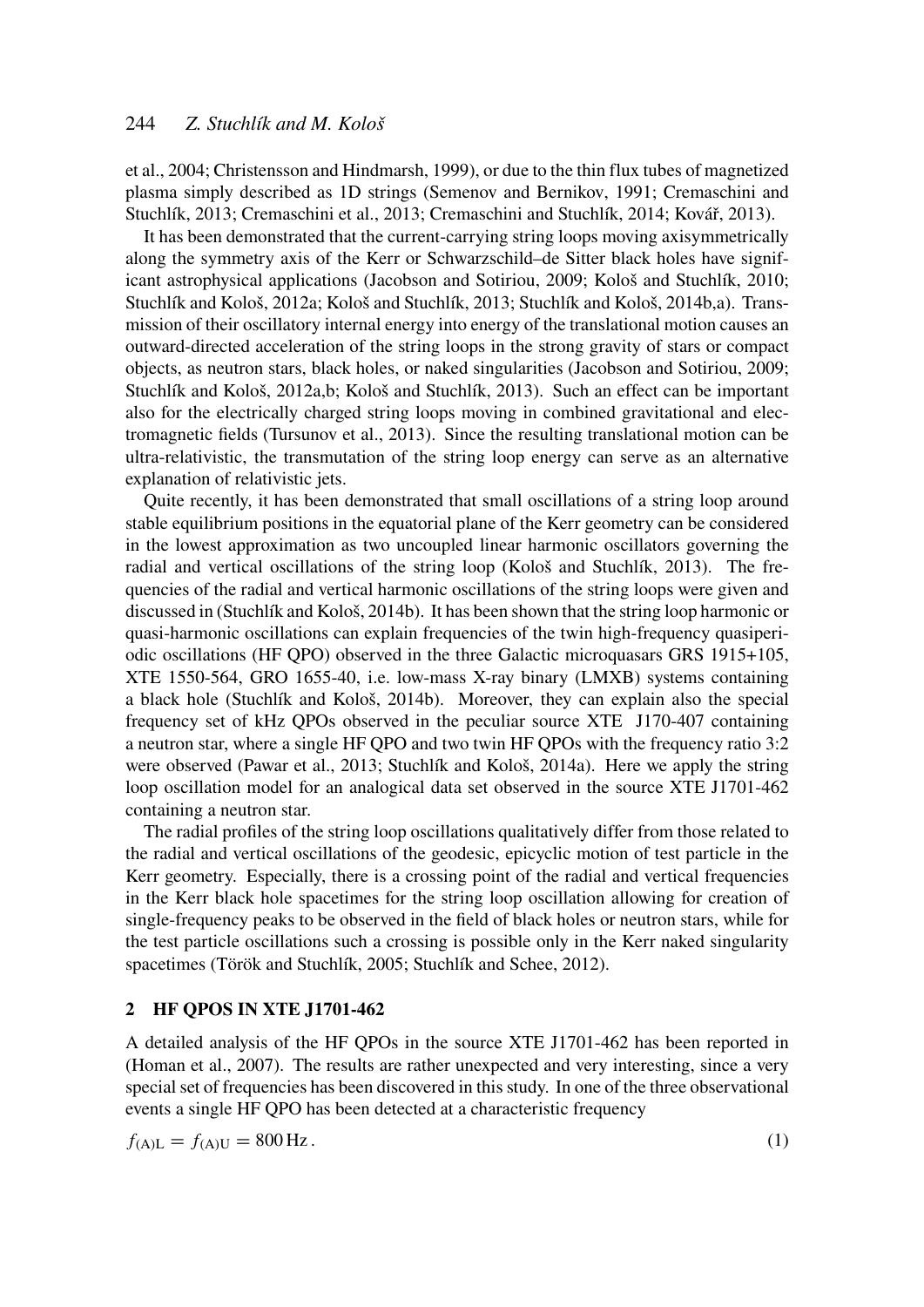et al., 2004; Christensson and Hindmarsh, 1999), or due to the thin flux tubes of magnetized plasma simply described as 1D strings (Semenov and Bernikov, 1991; Cremaschini and Stuchlík, 2013; Cremaschini et al., 2013; Cremaschini and Stuchlík, 2014; Kovář, 2013).

It has been demonstrated that the current-carrying string loops moving axisymmetrically along the symmetry axis of the Kerr or Schwarzschild–de Sitter black holes have significant astrophysical applications (Jacobson and Sotiriou, 2009; Kološ and Stuchlík, 2010; Stuchlík and Kološ, 2012a; Kološ and Stuchlík, 2013; Stuchlík and Kološ, 2014b,a). Transmission of their oscillatory internal energy into energy of the translational motion causes an outward-directed acceleration of the string loops in the strong gravity of stars or compact objects, as neutron stars, black holes, or naked singularities (Jacobson and Sotiriou, 2009; Stuchlík and Kološ, 2012a,b; Kološ and Stuchlík, 2013). Such an effect can be important also for the electrically charged string loops moving in combined gravitational and electromagnetic fields (Tursunov et al., 2013). Since the resulting translational motion can be ultra-relativistic, the transmutation of the string loop energy can serve as an alternative explanation of relativistic jets.

Quite recently, it has been demonstrated that small oscillations of a string loop around stable equilibrium positions in the equatorial plane of the Kerr geometry can be considered in the lowest approximation as two uncoupled linear harmonic oscillators governing the radial and vertical oscillations of the string loop (Kološ and Stuchlík, 2013). The frequencies of the radial and vertical harmonic oscillations of the string loops were given and discussed in (Stuchlík and Kološ, 2014b). It has been shown that the string loop harmonic or quasi-harmonic oscillations can explain frequencies of the twin high-frequency quasiperiodic oscillations (HF QPO) observed in the three Galactic microquasars GRS 1915+105, XTE 1550-564, GRO 1655-40, i.e. low-mass X-ray binary (LMXB) systems containing a black hole (Stuchlík and Kološ, 2014b). Moreover, they can explain also the special frequency set of kHz QPOs observed in the peculiar source XTE J170-407 containing a neutron star, where a single HF QPO and two twin HF QPOs with the frequency ratio 3:2 were observed (Pawar et al., 2013; Stuchlík and Kološ, 2014a). Here we apply the string loop oscillation model for an analogical data set observed in the source XTE J1701-462 containing a neutron star.

The radial profiles of the string loop oscillations qualitatively differ from those related to the radial and vertical oscillations of the geodesic, epicyclic motion of test particle in the Kerr geometry. Especially, there is a crossing point of the radial and vertical frequencies in the Kerr black hole spacetimes for the string loop oscillation allowing for creation of single-frequency peaks to be observed in the field of black holes or neutron stars, while for the test particle oscillations such a crossing is possible only in the Kerr naked singularity spacetimes (Török and Stuchlík, 2005; Stuchlík and Schee, 2012).

## 2 HF QPOS IN XTE J1701-462

A detailed analysis of the HF QPOs in the source XTE J1701-462 has been reported in (Homan et al., 2007). The results are rather unexpected and very interesting, since a very special set of frequencies has been discovered in this study. In one of the three observational events a single HF QPO has been detected at a characteristic frequency

$$f_{\mathrm{(A)L}} = f_{\mathrm{(A)U}} = 800\,\mathrm{Hz}\,. \tag{1}$$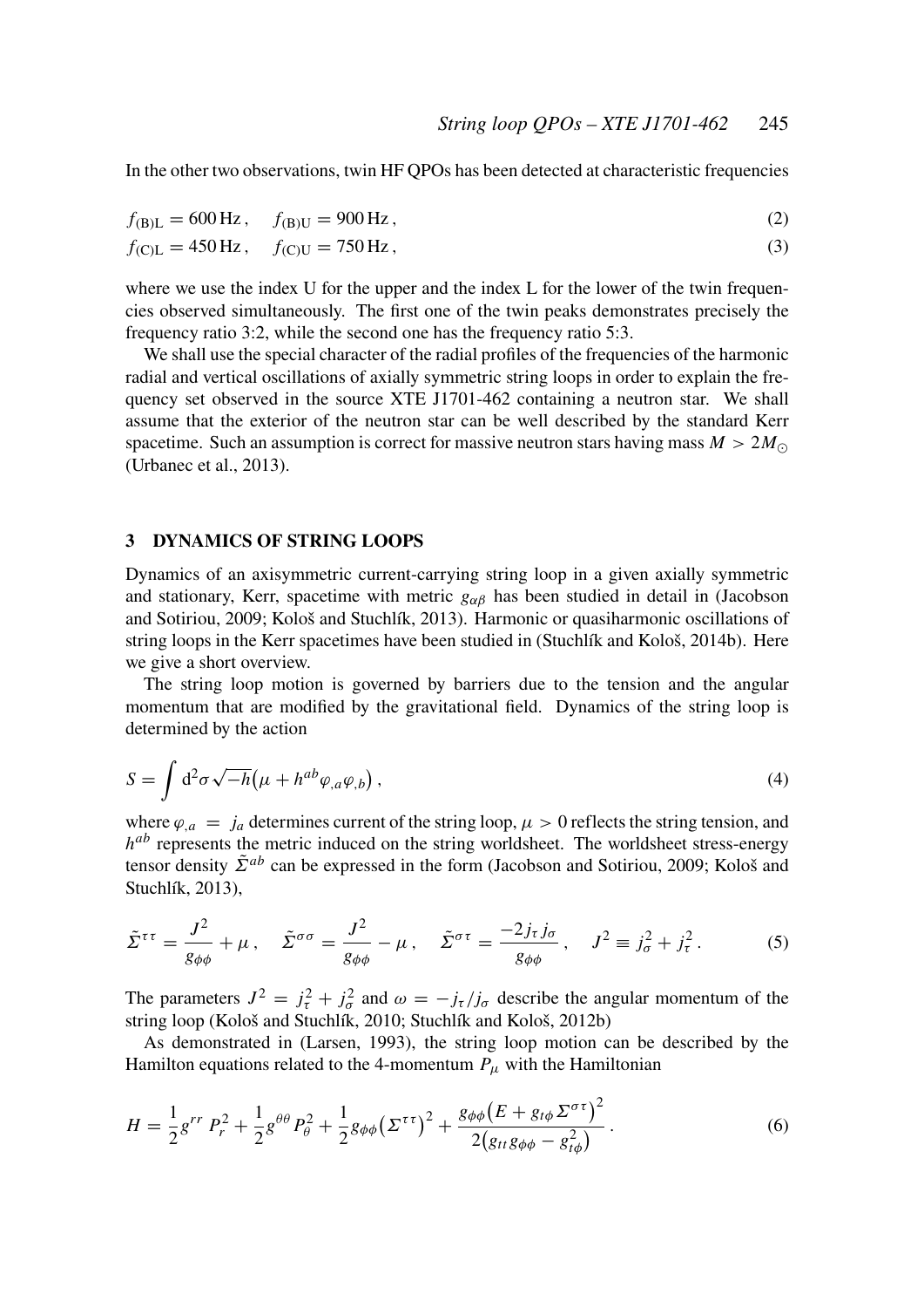In the other two observations, twin HF QPOs has been detected at characteristic frequencies

$$f_{(B)L} = 600\,\text{Hz}\,, \quad f_{(B)U} = 900\,\text{Hz}\,, \tag{2}$$

$$f_{(C)L} = 450\,\text{Hz}\,, \quad f_{(C)U} = 750\,\text{Hz}\,, \tag{3}$$

where we use the index U for the upper and the index L for the lower of the twin frequencies observed simultaneously. The first one of the twin peaks demonstrates precisely the frequency ratio 3:2, while the second one has the frequency ratio 5:3.

We shall use the special character of the radial profiles of the frequencies of the harmonic radial and vertical oscillations of axially symmetric string loops in order to explain the frequency set observed in the source XTE J1701-462 containing a neutron star. We shall assume that the exterior of the neutron star can be well described by the standard Kerr spacetime. Such an assumption is correct for massive neutron stars having mass $M > 2M_{\odot}$ (Urbanec et al., 2013).

## 3 DYNAMICS OF STRING LOOPS

Dynamics of an axisymmetric current-carrying string loop in a given axially symmetric and stationary, Kerr, spacetime with metric $g_{\alpha\beta}$ has been studied in detail in (Jacobson and Sotiriou, 2009; Kološ and Stuchlík, 2013). Harmonic or quasiharmonic oscillations of string loops in the Kerr spacetimes have been studied in (Stuchlík and Kološ, 2014b). Here we give a short overview.

The string loop motion is governed by barriers due to the tension and the angular momentum that are modified by the gravitational field. Dynamics of the string loop is determined by the action

$$S = \int \mathrm{d}^2\sigma \sqrt{-h}\big(\mu + h^{ab}\varphi_{,a}\varphi_{,b}\big)\,, \tag{4}$$

where $\varphi_{,a} = j_a$ determines current of the string loop, $\mu > 0$ reflects the string tension, and $h^{ab}$ represents the metric induced on the string worldsheet. The worldsheet stress-energy tensor density $\tilde{\Sigma}^{ab}$ can be expressed in the form (Jacobson and Sotiriou, 2009; Kološ and Stuchlík, 2013),

$$\tilde{\Sigma}^{\tau\tau} = \frac{J^2}{g_{\phi\phi}} + \mu\,, \quad \tilde{\Sigma}^{\sigma\sigma} = \frac{J^2}{g_{\phi\phi}} - \mu\,, \quad \tilde{\Sigma}^{\sigma\tau} = \frac{-2j_\tau j_\sigma}{g_{\phi\phi}}\,, \quad J^2 \equiv j_\sigma^2 + j_\tau^2\,. \tag{5}$$

The parameters $J^2 = j_\tau^2 + j_\sigma^2$ and $\omega = -j_\tau/j_\sigma$ describe the angular momentum of the string loop (Kološ and Stuchlík, 2010; Stuchlík and Kološ, 2012b)

As demonstrated in (Larsen, 1993), the string loop motion can be described by the Hamilton equations related to the 4-momentum $P_\mu$ with the Hamiltonian

$$H = \frac{1}{2}g^{rr}\,P_r^2 + \frac{1}{2}g^{\theta\theta}P_\theta^2 + \frac{1}{2}g_{\phi\phi}\big(\Sigma^{\tau\tau}\big)^2 + \frac{g_{\phi\phi}\big(E + g_{t\phi}\Sigma^{\sigma\tau}\big)^2}{2\big(g_{tt}g_{\phi\phi} - g_{t\phi}^2\big)}\,. \tag{6}$$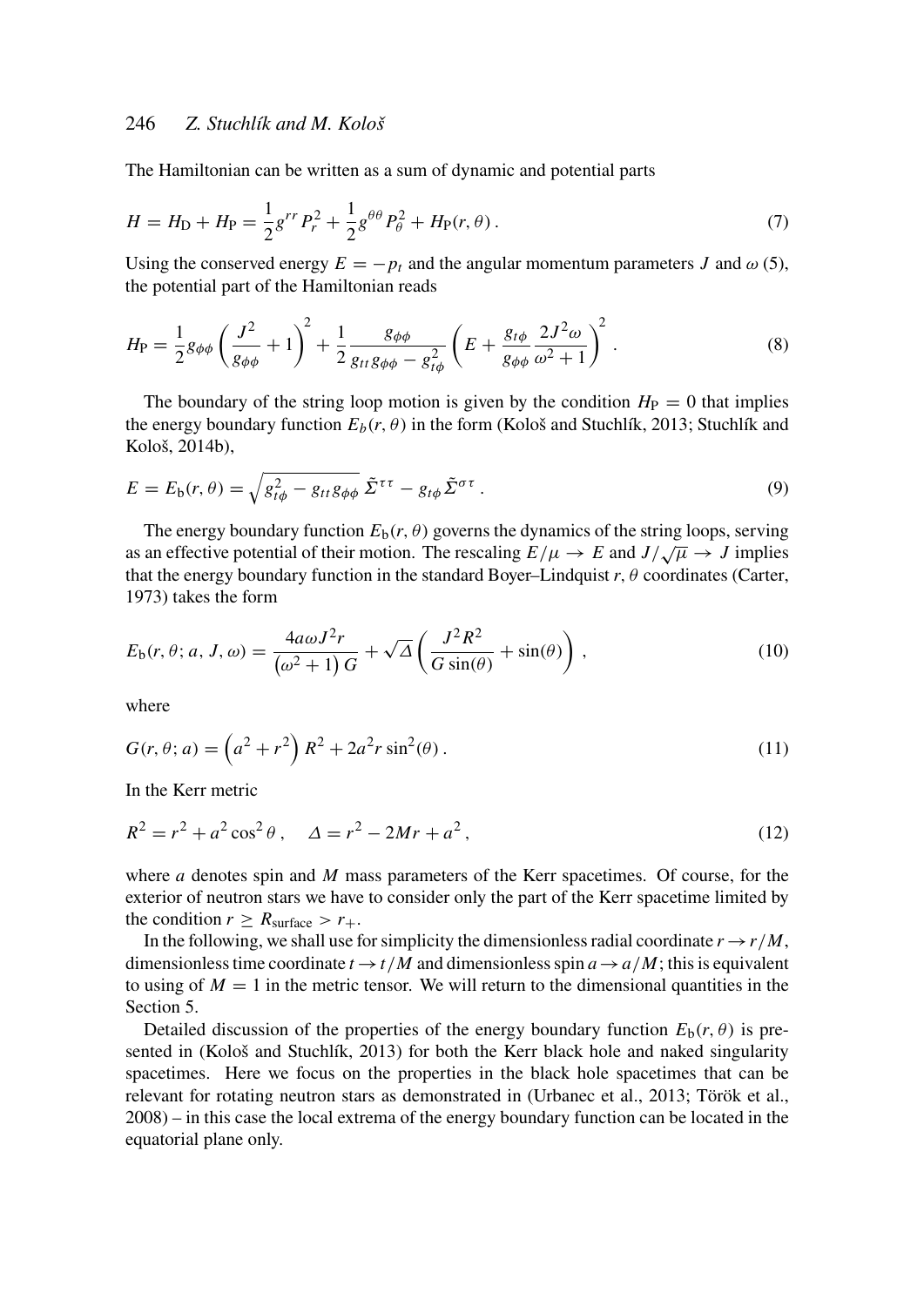The Hamiltonian can be written as a sum of dynamic and potential parts

$$H = H_{\mathrm{D}} + H_{\mathrm{P}} = \frac{1}{2} g^{rr} P_r^2 + \frac{1}{2} g^{\theta\theta} P_\theta^2 + H_{\mathrm{P}}(r, \theta) \,. \tag{7}$$

Using the conserved energy $E = -p_t$ and the angular momentum parameters $J$ and $\omega$ (5), the potential part of the Hamiltonian reads

$$H_{\mathrm{P}} = \frac{1}{2} g_{\phi\phi} \left( \frac{J^2}{g_{\phi\phi}} + 1 \right)^2 + \frac{1}{2} \frac{g_{\phi\phi}}{g_{tt} g_{\phi\phi} - g_{t\phi}^2} \left( E + \frac{g_{t\phi}}{g_{\phi\phi}} \frac{2J^2\omega}{\omega^2 + 1} \right)^2 . \tag{8}$$

The boundary of the string loop motion is given by the condition $H_{\mathrm{P}} = 0$ that implies the energy boundary function $E_b(r, \theta)$ in the form (Kološ and Stuchlík, 2013; Stuchlík and Kološ, 2014b),

$$E = E_{\mathrm{b}}(r, \theta) = \sqrt{g_{t\phi}^2 - g_{tt} g_{\phi\phi}} \, \tilde{\Sigma}^{\tau\tau} - g_{t\phi} \tilde{\Sigma}^{\sigma\tau} \,. \tag{9}$$

The energy boundary function $E_{\mathrm{b}}(r, \theta)$ governs the dynamics of the string loops, serving as an effective potential of their motion. The rescaling $E/\mu \to E$ and $J/\sqrt{\mu} \to J$ implies that the energy boundary function in the standard Boyer–Lindquist $r$, $\theta$ coordinates (Carter, 1973) takes the form

$$E_{\mathrm{b}}(r, \theta; a, J, \omega) = \frac{4a\omega J^2 r}{\left(\omega^2 + 1\right) G} + \sqrt{\Delta} \left( \frac{J^2 R^2}{G \sin(\theta)} + \sin(\theta) \right) , \tag{10}$$

where

$$G(r, \theta; a) = \left(a^2 + r^2\right) R^2 + 2a^2 r \sin^2(\theta) \,. \tag{11}$$

In the Kerr metric

$$R^2 = r^2 + a^2 \cos^2\theta \,, \quad \Delta = r^2 - 2Mr + a^2 \,, \tag{12}$$

where $a$ denotes spin and $M$ mass parameters of the Kerr spacetimes. Of course, for the exterior of neutron stars we have to consider only the part of the Kerr spacetime limited by the condition $r \geq R_{\mathrm{surface}} > r_+$.

In the following, we shall use for simplicity the dimensionless radial coordinate $r \to r/M$, dimensionless time coordinate $t \to t/M$ and dimensionless spin $a \to a/M$; this is equivalent to using of $M = 1$ in the metric tensor. We will return to the dimensional quantities in the Section 5.

Detailed discussion of the properties of the energy boundary function $E_{\mathrm{b}}(r, \theta)$ is presented in (Kološ and Stuchlík, 2013) for both the Kerr black hole and naked singularity spacetimes. Here we focus on the properties in the black hole spacetimes that can be relevant for rotating neutron stars as demonstrated in (Urbanec et al., 2013; Török et al., 2008) – in this case the local extrema of the energy boundary function can be located in the equatorial plane only.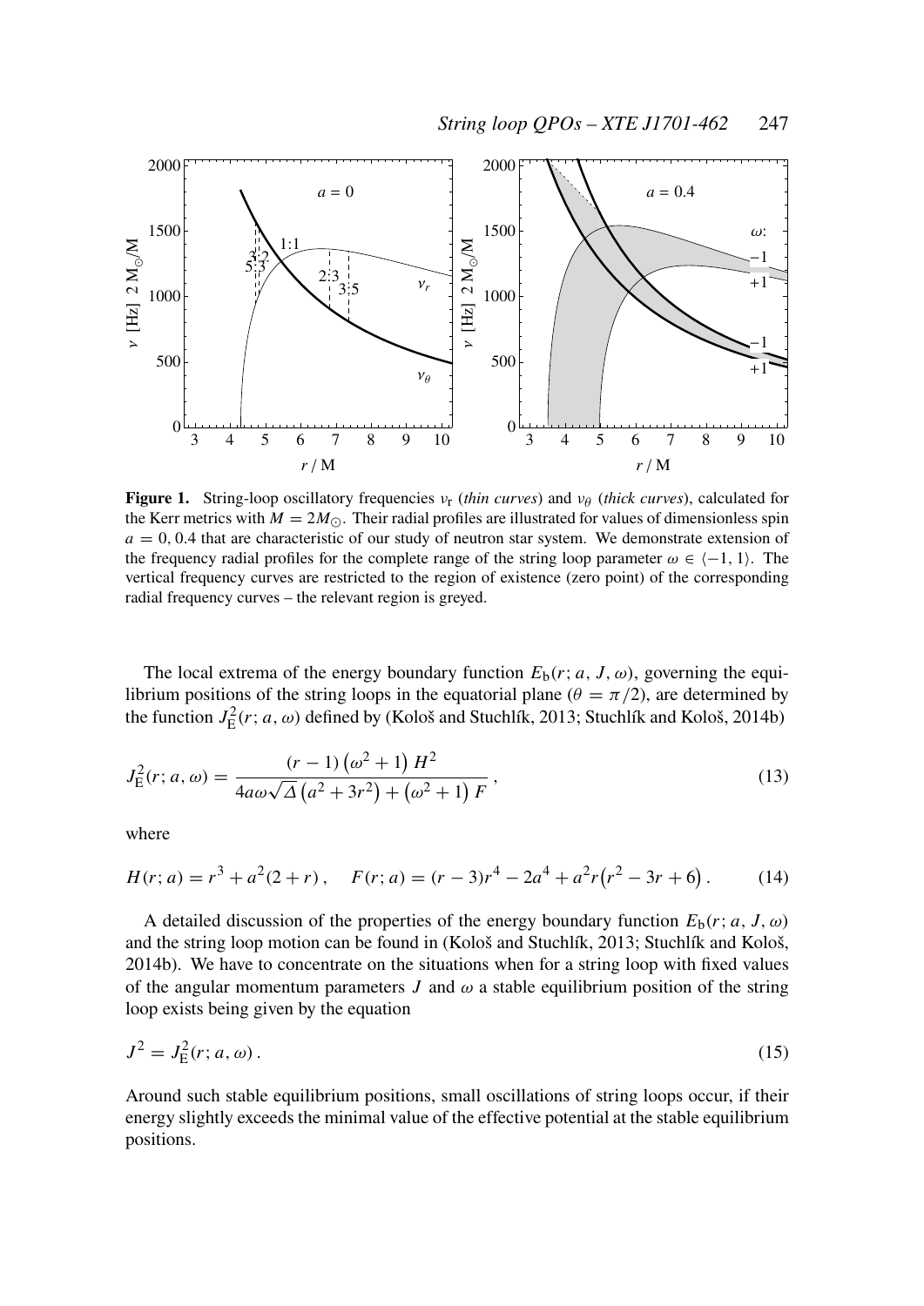2000

1500

1000

500

0

3 4 5 6 7 8 9 10

$a = 0$

1:1

3:2

5:3

2:3

3:5

$\nu_r$

$\nu_\theta$

$\nu$ [Hz] 2 M$_\odot$/M

$r$ / M

2000

1500

1000

500

0

3 4 5 6 7 8 9 10

$a = 0.4$

$\omega$:

−1

+1

−1

+1

$\nu$ [Hz] 2 M$_\odot$/M

$r$ / M

**Figure 1.** String-loop oscillatory frequencies $\nu_r$ (*thin curves*) and $\nu_\theta$ (*thick curves*), calculated for the Kerr metrics with $M = 2M_\odot$. Their radial profiles are illustrated for values of dimensionless spin $a = 0, 0.4$ that are characteristic of our study of neutron star system. We demonstrate extension of the frequency radial profiles for the complete range of the string loop parameter $\omega \in \langle -1, 1 \rangle$. The vertical frequency curves are restricted to the region of existence (zero point) of the corresponding radial frequency curves – the relevant region is greyed.

The local extrema of the energy boundary function $E_b(r; a, J, \omega)$, governing the equilibrium positions of the string loops in the equatorial plane ($\theta = \pi/2$), are determined by the function $J^2_E(r; a, \omega)$ defined by (Kološ and Stuchlík, 2013; Stuchlík and Kološ, 2014b)

$$J^2_E(r; a, \omega) = \frac{(r-1)\left(\omega^2+1\right) H^2}{4a\omega\sqrt{\Delta}\left(a^2+3r^2\right)+\left(\omega^2+1\right) F}\,, \tag{13}$$

where

$$H(r; a) = r^3 + a^2(2 + r)\,, \quad F(r; a) = (r-3)r^4 - 2a^4 + a^2 r\left(r^2 - 3r + 6\right). \tag{14}$$

A detailed discussion of the properties of the energy boundary function $E_b(r; a, J, \omega)$ and the string loop motion can be found in (Kološ and Stuchlík, 2013; Stuchlík and Kološ, 2014b). We have to concentrate on the situations when for a string loop with fixed values of the angular momentum parameters $J$ and $\omega$ a stable equilibrium position of the string loop exists being given by the equation

$$J^2 = J^2_E(r; a, \omega)\,. \tag{15}$$

Around such stable equilibrium positions, small oscillations of string loops occur, if their energy slightly exceeds the minimal value of the effective potential at the stable equilibrium positions.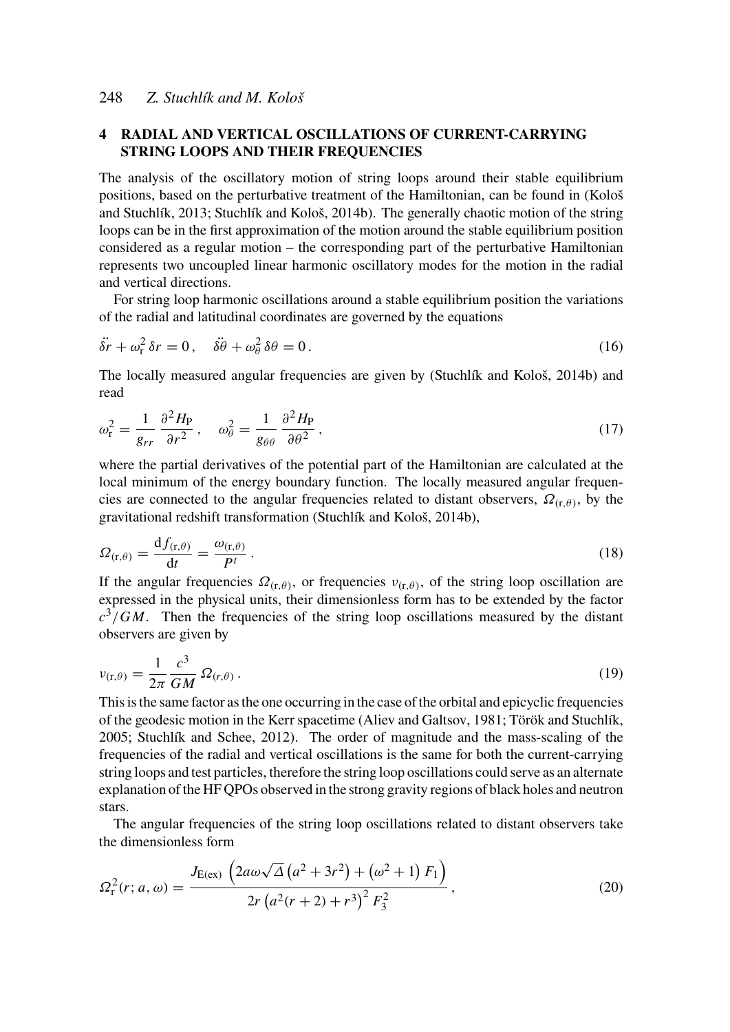## 4 RADIAL AND VERTICAL OSCILLATIONS OF CURRENT-CARRYING STRING LOOPS AND THEIR FREQUENCIES

The analysis of the oscillatory motion of string loops around their stable equilibrium positions, based on the perturbative treatment of the Hamiltonian, can be found in (Kološ and Stuchlík, 2013; Stuchlík and Kološ, 2014b). The generally chaotic motion of the string loops can be in the first approximation of the motion around the stable equilibrium position considered as a regular motion – the corresponding part of the perturbative Hamiltonian represents two uncoupled linear harmonic oscillatory modes for the motion in the radial and vertical directions.

For string loop harmonic oscillations around a stable equilibrium position the variations of the radial and latitudinal coordinates are governed by the equations

$$\ddot{\delta r} + \omega_{\mathrm{r}}^2 \, \delta r = 0 \,, \quad \ddot{\delta \theta} + \omega_{\theta}^2 \, \delta \theta = 0 \,. \tag{16}$$

The locally measured angular frequencies are given by (Stuchlík and Kološ, 2014b) and read

$$\omega_{\mathrm{r}}^2 = \frac{1}{g_{rr}} \frac{\partial^2 H_{\mathrm{P}}}{\partial r^2} \,, \quad \omega_{\theta}^2 = \frac{1}{g_{\theta\theta}} \frac{\partial^2 H_{\mathrm{P}}}{\partial \theta^2} \,, \tag{17}$$

where the partial derivatives of the potential part of the Hamiltonian are calculated at the local minimum of the energy boundary function. The locally measured angular frequencies are connected to the angular frequencies related to distant observers, $\Omega_{(\mathrm{r},\theta)}$, by the gravitational redshift transformation (Stuchlík and Kološ, 2014b),

$$\Omega_{(\mathrm{r},\theta)} = \frac{\mathrm{d} f_{(\mathrm{r},\theta)}}{\mathrm{d}t} = \frac{\omega_{(\mathrm{r},\theta)}}{P^t} \,. \tag{18}$$

If the angular frequencies $\Omega_{(\mathrm{r},\theta)}$, or frequencies $\nu_{(\mathrm{r},\theta)}$, of the string loop oscillation are expressed in the physical units, their dimensionless form has to be extended by the factor $c^3/GM$. Then the frequencies of the string loop oscillations measured by the distant observers are given by

$$\nu_{(\mathrm{r},\theta)} = \frac{1}{2\pi} \frac{c^3}{GM} \, \Omega_{(r,\theta)} \,. \tag{19}$$

This is the same factor as the one occurring in the case of the orbital and epicyclic frequencies of the geodesic motion in the Kerr spacetime (Aliev and Galtsov, 1981; Török and Stuchlík, 2005; Stuchlík and Schee, 2012). The order of magnitude and the mass-scaling of the frequencies of the radial and vertical oscillations is the same for both the current-carrying string loops and test particles, therefore the string loop oscillations could serve as an alternate explanation of the HF QPOs observed in the strong gravity regions of black holes and neutron stars.

The angular frequencies of the string loop oscillations related to distant observers take the dimensionless form

$$\Omega_{\mathrm{r}}^2(r; a, \omega) = \frac{J_{\mathrm{E(ex)}} \left( 2a\omega\sqrt{\Delta} \left( a^2 + 3r^2 \right) + \left( \omega^2 + 1 \right) F_1 \right)}{2r \left( a^2(r+2) + r^3 \right)^2 F_3^2} \,, \tag{20}$$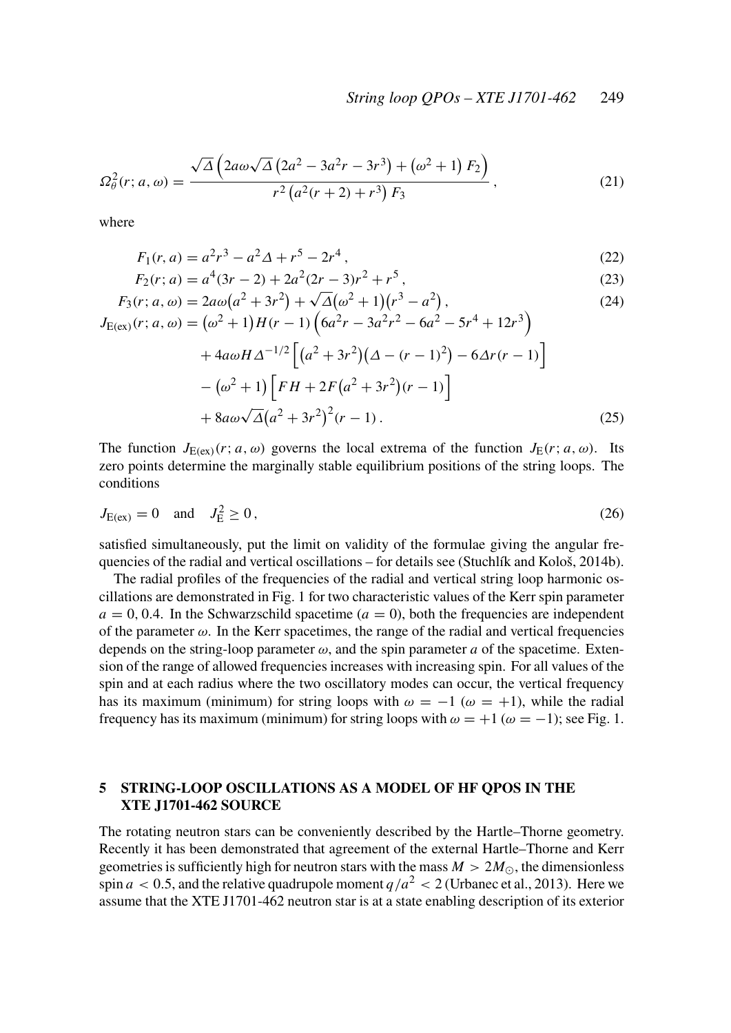$$\Omega_\theta^2(r;a,\omega) = \frac{\sqrt{\Delta}\left(2a\omega\sqrt{\Delta}\left(2a^2-3a^2r-3r^3\right)+\left(\omega^2+1\right)F_2\right)}{r^2\left(a^2(r+2)+r^3\right)F_3}\,, \tag{21}$$

where

$$F_1(r,a) = a^2r^3 - a^2\Delta + r^5 - 2r^4\,, \tag{22}$$

$$F_2(r;a) = a^4(3r-2) + 2a^2(2r-3)r^2 + r^5\,, \tag{23}$$

$$F_3(r;a,\omega) = 2a\omega\left(a^2+3r^2\right) + \sqrt{\Delta}\left(\omega^2+1\right)\left(r^3-a^2\right), \tag{24}$$

$$\begin{aligned} J_{\mathrm{E(ex)}}(r;a,\omega) = &\left(\omega^2+1\right)H(r-1)\left(6a^2r-3a^2r^2-6a^2-5r^4+12r^3\right) \\ &+ 4a\omega H\Delta^{-1/2}\left[\left(a^2+3r^2\right)\left(\Delta-(r-1)^2\right)-6\Delta r(r-1)\right] \\ &- \left(\omega^2+1\right)\left[FH + 2F\left(a^2+3r^2\right)(r-1)\right] \\ &+ 8a\omega\sqrt{\Delta}\left(a^2+3r^2\right)^2(r-1)\,. \end{aligned} \tag{25}$$

The function $J_{\mathrm{E(ex)}}(r;a,\omega)$ governs the local extrema of the function $J_{\mathrm{E}}(r;a,\omega)$. Its zero points determine the marginally stable equilibrium positions of the string loops. The conditions

$$J_{\mathrm{E(ex)}} = 0 \quad \text{and} \quad J_{\mathrm{E}}^2 \geq 0\,, \tag{26}$$

satisfied simultaneously, put the limit on validity of the formulae giving the angular frequencies of the radial and vertical oscillations – for details see (Stuchlík and Kološ, 2014b).

The radial profiles of the frequencies of the radial and vertical string loop harmonic oscillations are demonstrated in Fig. 1 for two characteristic values of the Kerr spin parameter $a = 0, 0.4$. In the Schwarzschild spacetime ($a = 0$), both the frequencies are independent of the parameter $\omega$. In the Kerr spacetimes, the range of the radial and vertical frequencies depends on the string-loop parameter $\omega$, and the spin parameter $a$ of the spacetime. Extension of the range of allowed frequencies increases with increasing spin. For all values of the spin and at each radius where the two oscillatory modes can occur, the vertical frequency has its maximum (minimum) for string loops with $\omega = -1$ ($\omega = +1$), while the radial frequency has its maximum (minimum) for string loops with $\omega = +1$ ($\omega = -1$); see Fig. 1.

## 5 STRING-LOOP OSCILLATIONS AS A MODEL OF HF QPOS IN THE XTE J1701-462 SOURCE

The rotating neutron stars can be conveniently described by the Hartle–Thorne geometry. Recently it has been demonstrated that agreement of the external Hartle–Thorne and Kerr geometries is sufficiently high for neutron stars with the mass $M > 2M_\odot$, the dimensionless spin $a < 0.5$, and the relative quadrupole moment $q/a^2 < 2$ (Urbanec et al., 2013). Here we assume that the XTE J1701-462 neutron star is at a state enabling description of its exterior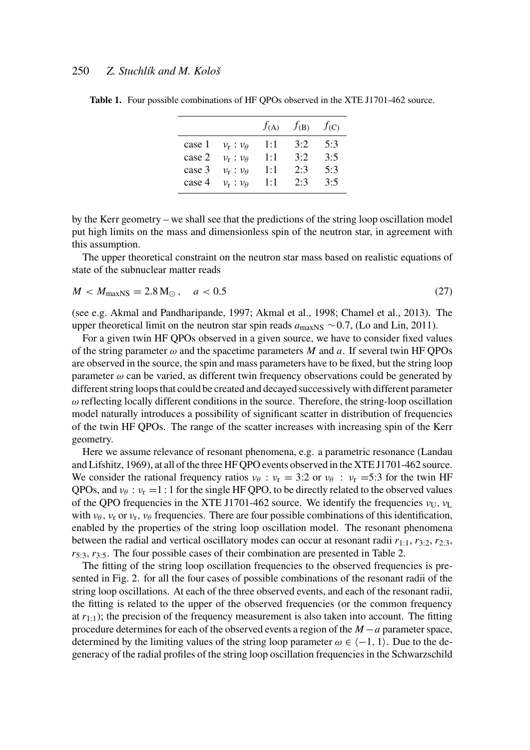**Table 1.** Four possible combinations of HF QPOs observed in the XTE J1701-462 source.

| | | $f_{(A)}$ | $f_{(B)}$ | $f_{(C)}$ |
|---|---|---|---|---|
| case 1 | $\nu_r : \nu_\theta$ | 1:1 | 3:2 | 5:3 |
| case 2 | $\nu_r : \nu_\theta$ | 1:1 | 3:2 | 3:5 |
| case 3 | $\nu_r : \nu_\theta$ | 1:1 | 2:3 | 5:3 |
| case 4 | $\nu_r : \nu_\theta$ | 1:1 | 2:3 | 3:5 |

by the Kerr geometry – we shall see that the predictions of the string loop oscillation model put high limits on the mass and dimensionless spin of the neutron star, in agreement with this assumption.

The upper theoretical constraint on the neutron star mass based on realistic equations of state of the subnuclear matter reads

$$M < M_{\rm maxNS} = 2.8\,{\rm M}_\odot\,, \quad a < 0.5 \tag{27}$$

(see e.g. Akmal and Pandharipande, 1997; Akmal et al., 1998; Chamel et al., 2013). The upper theoretical limit on the neutron star spin reads $a_{\rm maxNS} \sim 0.7$, (Lo and Lin, 2011).

For a given twin HF QPOs observed in a given source, we have to consider fixed values of the string parameter $\omega$ and the spacetime parameters $M$ and $a$. If several twin HF QPOs are observed in the source, the spin and mass parameters have to be fixed, but the string loop parameter $\omega$ can be varied, as different twin frequency observations could be generated by different string loops that could be created and decayed successively with different parameter $\omega$ reflecting locally different conditions in the source. Therefore, the string-loop oscillation model naturally introduces a possibility of significant scatter in distribution of frequencies of the twin HF QPOs. The range of the scatter increases with increasing spin of the Kerr geometry.

Here we assume relevance of resonant phenomena, e.g. a parametric resonance (Landau and Lifshitz, 1969), at all of the three HF QPO events observed in the XTE J1701-462 source. We consider the rational frequency ratios $\nu_\theta : \nu_r = 3{:}2$ or $\nu_\theta : \nu_r = 5{:}3$ for the twin HF QPOs, and $\nu_\theta : \nu_r = 1:1$ for the single HF QPO, to be directly related to the observed values of the QPO frequencies in the XTE J1701-462 source. We identify the frequencies $\nu_U$, $\nu_L$ with $\nu_\theta$, $\nu_r$ or $\nu_r$, $\nu_\theta$ frequencies. There are four possible combinations of this identification, enabled by the properties of the string loop oscillation model. The resonant phenomena between the radial and vertical oscillatory modes can occur at resonant radii $r_{1:1}$, $r_{3:2}$, $r_{2:3}$, $r_{5:3}$, $r_{3:5}$. The four possible cases of their combination are presented in Table 2.

The fitting of the string loop oscillation frequencies to the observed frequencies is presented in Fig. 2. for all the four cases of possible combinations of the resonant radii of the string loop oscillations. At each of the three observed events, and each of the resonant radii, the fitting is related to the upper of the observed frequencies (or the common frequency at $r_{1:1}$); the precision of the frequency measurement is also taken into account. The fitting procedure determines for each of the observed events a region of the $M-a$ parameter space, determined by the limiting values of the string loop parameter $\omega \in \langle -1, 1 \rangle$. Due to the degeneracy of the radial profiles of the string loop oscillation frequencies in the Schwarzschild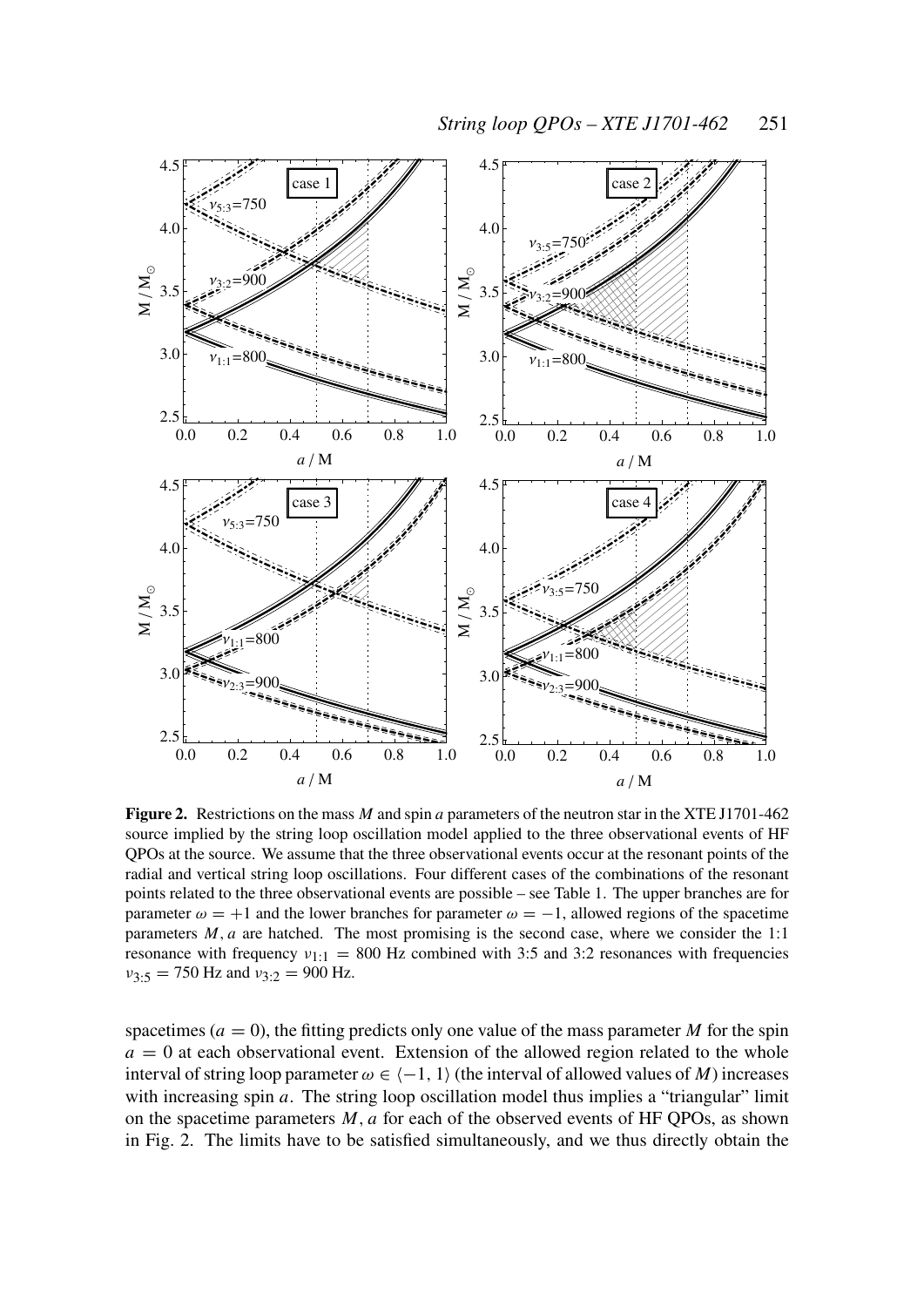case 1

$\nu_{5:3}$=750

$\nu_{3:2}$=900

$\nu_{1:1}$=800

M / M$_\odot$

$a$ / M

case 2

$\nu_{3:5}$=750

$\nu_{3:2}$=900

$\nu_{1:1}$=800

case 3

$\nu_{5:3}$=750

$\nu_{1:1}$=800

$\nu_{2:3}$=900

case 4

$\nu_{3:5}$=750

$\nu_{1:1}$=800

$\nu_{2:3}$=900

**Figure 2.** Restrictions on the mass $M$ and spin $a$ parameters of the neutron star in the XTE J1701-462 source implied by the string loop oscillation model applied to the three observational events of HF QPOs at the source. We assume that the three observational events occur at the resonant points of the radial and vertical string loop oscillations. Four different cases of the combinations of the resonant points related to the three observational events are possible – see Table 1. The upper branches are for parameter $\omega = +1$ and the lower branches for parameter $\omega = -1$, allowed regions of the spacetime parameters $M, a$ are hatched. The most promising is the second case, where we consider the 1:1 resonance with frequency $\nu_{1:1} = 800$ Hz combined with 3:5 and 3:2 resonances with frequencies $\nu_{3:5} = 750$ Hz and $\nu_{3:2} = 900$ Hz.

spacetimes ($a = 0$), the fitting predicts only one value of the mass parameter $M$ for the spin $a = 0$ at each observational event. Extension of the allowed region related to the whole interval of string loop parameter $\omega \in \langle -1, 1 \rangle$ (the interval of allowed values of $M$) increases with increasing spin $a$. The string loop oscillation model thus implies a "triangular" limit on the spacetime parameters $M, a$ for each of the observed events of HF QPOs, as shown in Fig. 2. The limits have to be satisfied simultaneously, and we thus directly obtain the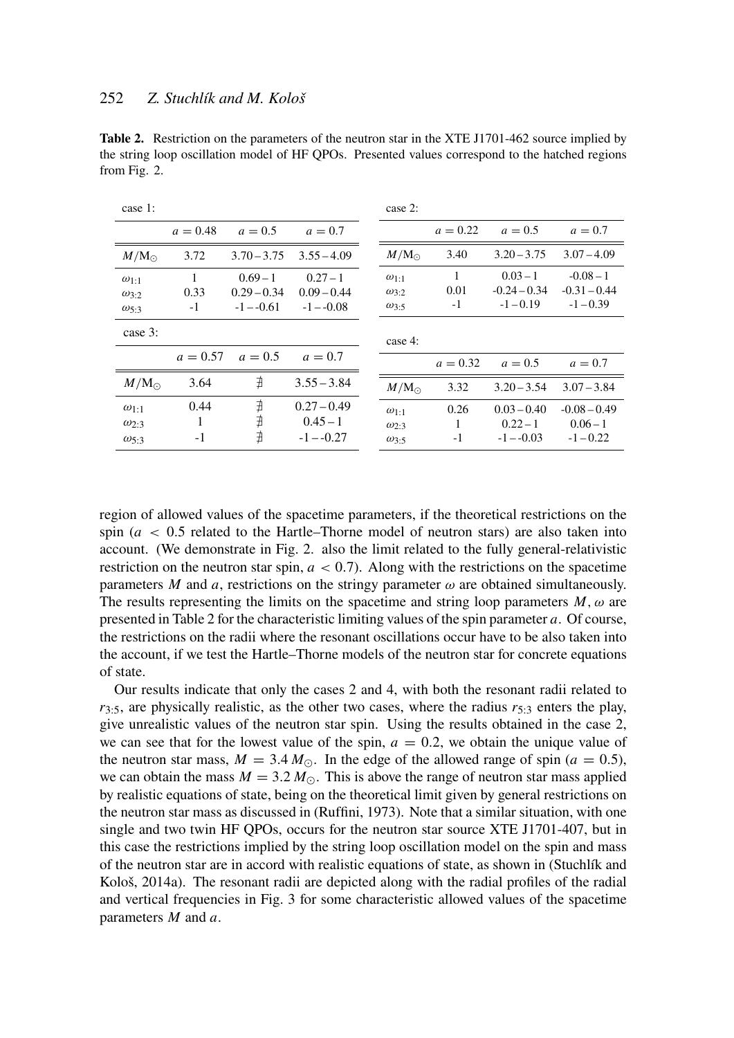**Table 2.** Restriction on the parameters of the neutron star in the XTE J1701-462 source implied by the string loop oscillation model of HF QPOs. Presented values correspond to the hatched regions from Fig. 2.

case 1:

| | $a = 0.48$ | $a = 0.5$ | $a = 0.7$ |
|---|---|---|---|
| $M/M_{\odot}$ | 3.72 | $3.70 - 3.75$ | $3.55 - 4.09$ |
| $\omega_{1:1}$ | 1 | $0.69 - 1$ | $0.27 - 1$ |
| $\omega_{3:2}$ | 0.33 | $0.29 - 0.34$ | $0.09 - 0.44$ |
| $\omega_{5:3}$ | -1 | $-1 - -0.61$ | $-1 - -0.08$ |

case 2:

| | $a = 0.22$ | $a = 0.5$ | $a = 0.7$ |
|---|---|---|---|
| $M/M_{\odot}$ | 3.40 | $3.20 - 3.75$ | $3.07 - 4.09$ |
| $\omega_{1:1}$ | 1 | $0.03 - 1$ | $-0.08 - 1$ |
| $\omega_{3:2}$ | 0.01 | $-0.24 - 0.34$ | $-0.31 - 0.44$ |
| $\omega_{3:5}$ | -1 | $-1 - 0.19$ | $-1 - 0.39$ |

case 3:

| | $a = 0.57$ | $a = 0.5$ | $a = 0.7$ |
|---|---|---|---|
| $M/M_{\odot}$ | 3.64 | $\nexists$ | $3.55 - 3.84$ |
| $\omega_{1:1}$ | 0.44 | $\nexists$ | $0.27 - 0.49$ |
| $\omega_{2:3}$ | 1 | $\nexists$ | $0.45 - 1$ |
| $\omega_{5:3}$ | -1 | $\nexists$ | $-1 - -0.27$ |

case 4:

| | $a = 0.32$ | $a = 0.5$ | $a = 0.7$ |
|---|---|---|---|
| $M/M_{\odot}$ | 3.32 | $3.20 - 3.54$ | $3.07 - 3.84$ |
| $\omega_{1:1}$ | 0.26 | $0.03 - 0.40$ | $-0.08 - 0.49$ |
| $\omega_{2:3}$ | 1 | $0.22 - 1$ | $0.06 - 1$ |
| $\omega_{3:5}$ | -1 | $-1 - -0.03$ | $-1 - 0.22$ |

region of allowed values of the spacetime parameters, if the theoretical restrictions on the spin ($a < 0.5$ related to the Hartle–Thorne model of neutron stars) are also taken into account. (We demonstrate in Fig. 2. also the limit related to the fully general-relativistic restriction on the neutron star spin, $a < 0.7$). Along with the restrictions on the spacetime parameters $M$ and $a$, restrictions on the stringy parameter $\omega$ are obtained simultaneously. The results representing the limits on the spacetime and string loop parameters $M, \omega$ are presented in Table 2 for the characteristic limiting values of the spin parameter $a$. Of course, the restrictions on the radii where the resonant oscillations occur have to be also taken into the account, if we test the Hartle–Thorne models of the neutron star for concrete equations of state.

Our results indicate that only the cases 2 and 4, with both the resonant radii related to $r_{3:5}$, are physically realistic, as the other two cases, where the radius $r_{5:3}$ enters the play, give unrealistic values of the neutron star spin. Using the results obtained in the case 2, we can see that for the lowest value of the spin, $a = 0.2$, we obtain the unique value of the neutron star mass, $M = 3.4\,M_{\odot}$. In the edge of the allowed range of spin ($a = 0.5$), we can obtain the mass $M = 3.2\,M_{\odot}$. This is above the range of neutron star mass applied by realistic equations of state, being on the theoretical limit given by general restrictions on the neutron star mass as discussed in (Ruffini, 1973). Note that a similar situation, with one single and two twin HF QPOs, occurs for the neutron star source XTE J1701-407, but in this case the restrictions implied by the string loop oscillation model on the spin and mass of the neutron star are in accord with realistic equations of state, as shown in (Stuchlík and Kološ, 2014a). The resonant radii are depicted along with the radial profiles of the radial and vertical frequencies in Fig. 3 for some characteristic allowed values of the spacetime parameters $M$ and $a$.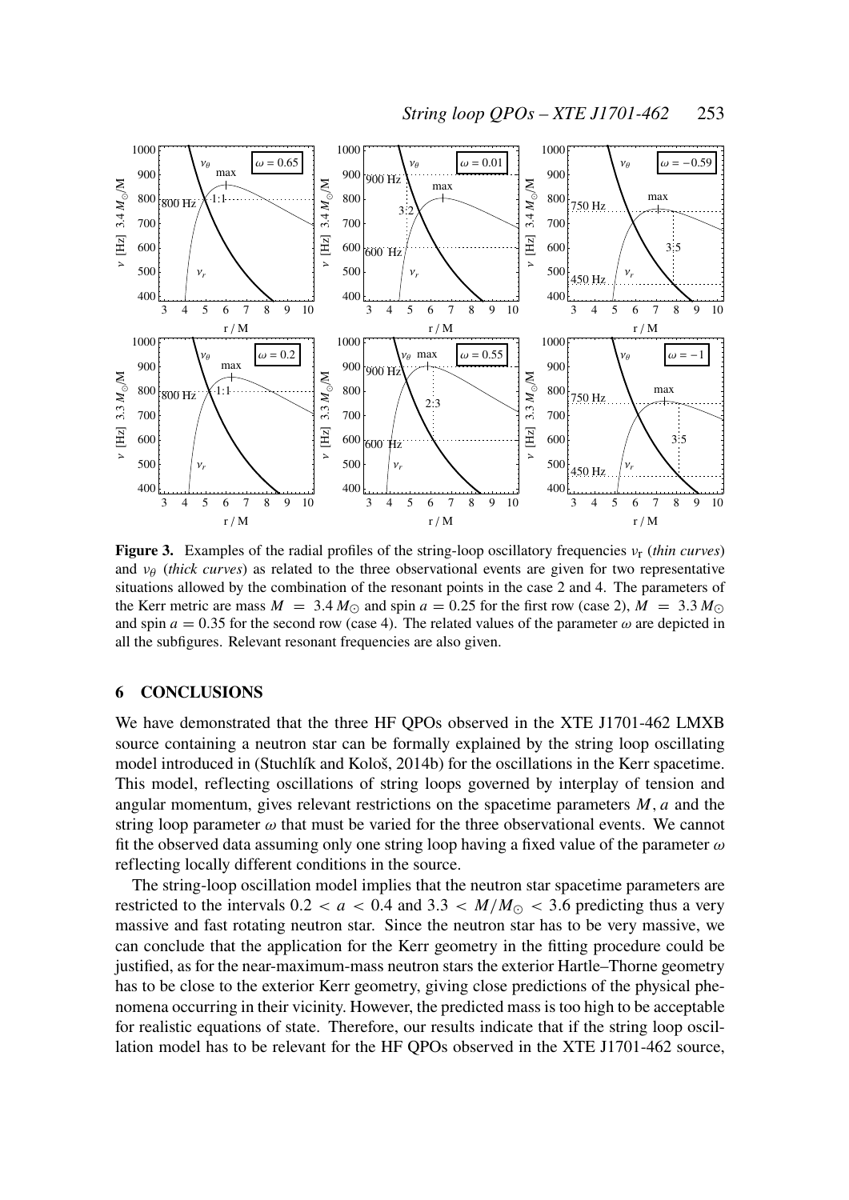1000
900
800
700
600
500
400
3 4 5 6 7 8 9 10
r / M
ν [Hz] 3.4 $M_\odot$/M
$\nu_\theta$
max
$\omega = 0.65$
800 Hz
1:1
$\nu_r$

1000
900
800
700
600
500
400
3 4 5 6 7 8 9 10
r / M
ν [Hz] 3.4 $M_\odot$/M
$\nu_\theta$
$\omega = 0.01$
900 Hz
max
3:2
600 Hz
$\nu_r$

1000
900
800
700
600
500
400
3 4 5 6 7 8 9 10
r / M
ν [Hz] 3.4 $M_\odot$/M
$\nu_\theta$
$\omega = -0.59$
max
750 Hz
3:5
450 Hz
$\nu_r$

1000
900
800
700
600
500
400
3 4 5 6 7 8 9 10
r / M
ν [Hz] 3.3 $M_\odot$/M
$\nu_\theta$
$\omega = 0.2$
max
800 Hz
1:1
$\nu_r$

1000
900
800
700
600
500
400
3 4 5 6 7 8 9 10
r / M
ν [Hz] 3.3 $M_\odot$/M
$\nu_\theta$ max
$\omega = 0.55$
900 Hz
2:3
600 Hz
$\nu_r$

1000
900
800
700
600
500
400
3 4 5 6 7 8 9 10
r / M
ν [Hz] 3.3 $M_\odot$/M
$\nu_\theta$
$\omega = -1$
max
750 Hz
3:5
450 Hz
$\nu_r$

**Figure 3.** Examples of the radial profiles of the string-loop oscillatory frequencies $\nu_r$ (*thin curves*) and $\nu_\theta$ (*thick curves*) as related to the three observational events are given for two representative situations allowed by the combination of the resonant points in the case 2 and 4. The parameters of the Kerr metric are mass $M = 3.4\,M_\odot$ and spin $a = 0.25$ for the first row (case 2), $M = 3.3\,M_\odot$ and spin $a = 0.35$ for the second row (case 4). The related values of the parameter $\omega$ are depicted in all the subfigures. Relevant resonant frequencies are also given.

## 6 CONCLUSIONS

We have demonstrated that the three HF QPOs observed in the XTE J1701-462 LMXB source containing a neutron star can be formally explained by the string loop oscillating model introduced in (Stuchlík and Kološ, 2014b) for the oscillations in the Kerr spacetime. This model, reflecting oscillations of string loops governed by interplay of tension and angular momentum, gives relevant restrictions on the spacetime parameters $M, a$ and the string loop parameter $\omega$ that must be varied for the three observational events. We cannot fit the observed data assuming only one string loop having a fixed value of the parameter $\omega$ reflecting locally different conditions in the source.

The string-loop oscillation model implies that the neutron star spacetime parameters are restricted to the intervals $0.2 < a < 0.4$ and $3.3 < M/M_\odot < 3.6$ predicting thus a very massive and fast rotating neutron star. Since the neutron star has to be very massive, we can conclude that the application for the Kerr geometry in the fitting procedure could be justified, as for the near-maximum-mass neutron stars the exterior Hartle–Thorne geometry has to be close to the exterior Kerr geometry, giving close predictions of the physical phenomena occurring in their vicinity. However, the predicted mass is too high to be acceptable for realistic equations of state. Therefore, our results indicate that if the string loop oscillation model has to be relevant for the HF QPOs observed in the XTE J1701-462 source,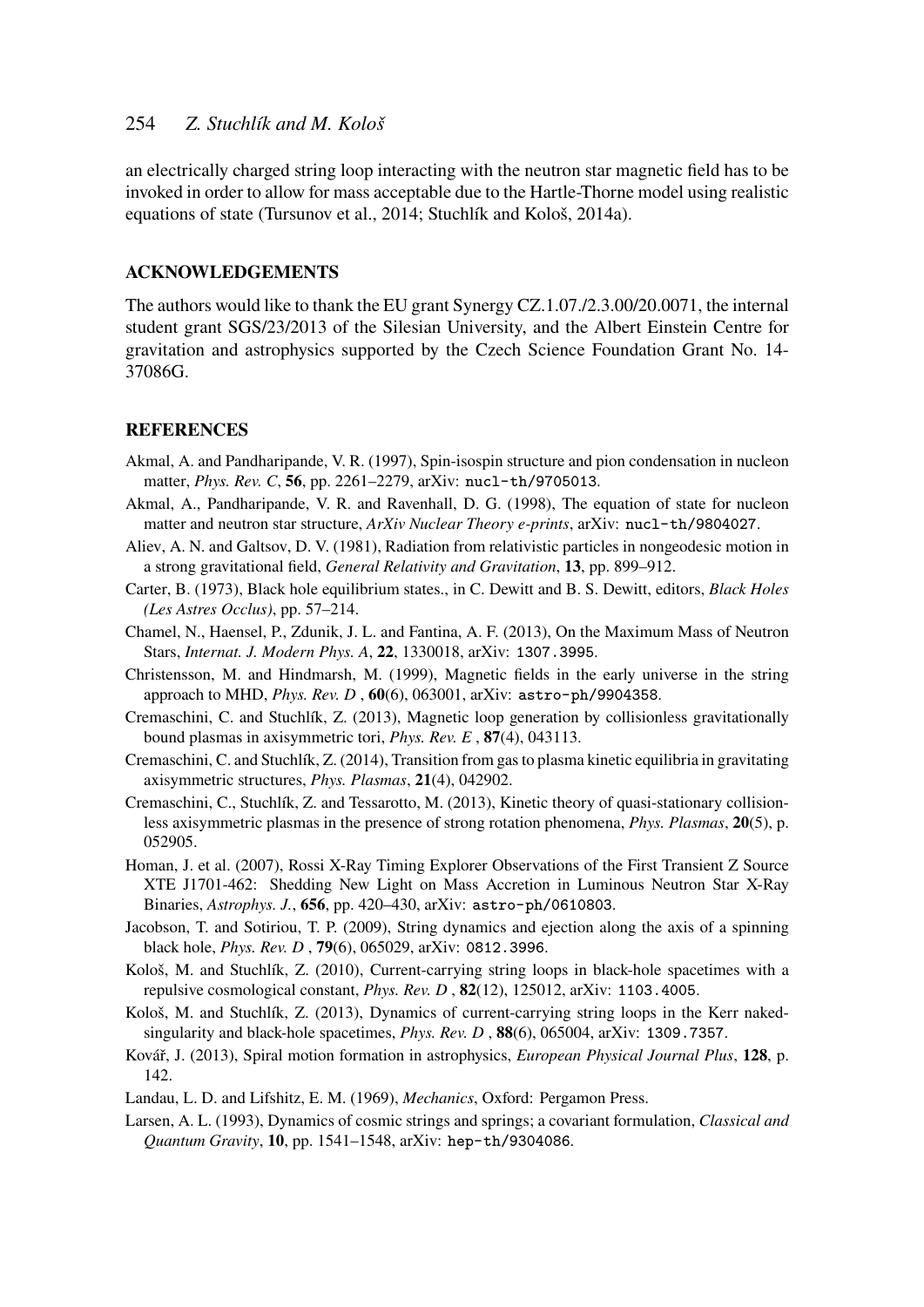an electrically charged string loop interacting with the neutron star magnetic field has to be invoked in order to allow for mass acceptable due to the Hartle-Thorne model using realistic equations of state (Tursunov et al., 2014; Stuchlík and Kološ, 2014a).

## ACKNOWLEDGEMENTS

The authors would like to thank the EU grant Synergy CZ.1.07./2.3.00/20.0071, the internal student grant SGS/23/2013 of the Silesian University, and the Albert Einstein Centre for gravitation and astrophysics supported by the Czech Science Foundation Grant No. 14-37086G.

## REFERENCES

Akmal, A. and Pandharipande, V. R. (1997), Spin-isospin structure and pion condensation in nucleon matter, *Phys. Rev. C*, **56**, pp. 2261–2279, arXiv: nucl-th/9705013.

Akmal, A., Pandharipande, V. R. and Ravenhall, D. G. (1998), The equation of state for nucleon matter and neutron star structure, *ArXiv Nuclear Theory e-prints*, arXiv: nucl-th/9804027.

Aliev, A. N. and Galtsov, D. V. (1981), Radiation from relativistic particles in nongeodesic motion in a strong gravitational field, *General Relativity and Gravitation*, **13**, pp. 899–912.

Carter, B. (1973), Black hole equilibrium states., in C. Dewitt and B. S. Dewitt, editors, *Black Holes (Les Astres Occlus)*, pp. 57–214.

Chamel, N., Haensel, P., Zdunik, J. L. and Fantina, A. F. (2013), On the Maximum Mass of Neutron Stars, *Internat. J. Modern Phys. A*, **22**, 1330018, arXiv: 1307.3995.

Christensson, M. and Hindmarsh, M. (1999), Magnetic fields in the early universe in the string approach to MHD, *Phys. Rev. D* , **60**(6), 063001, arXiv: astro-ph/9904358.

Cremaschini, C. and Stuchlík, Z. (2013), Magnetic loop generation by collisionless gravitationally bound plasmas in axisymmetric tori, *Phys. Rev. E* , **87**(4), 043113.

Cremaschini, C. and Stuchlík, Z. (2014), Transition from gas to plasma kinetic equilibria in gravitating axisymmetric structures, *Phys. Plasmas*, **21**(4), 042902.

Cremaschini, C., Stuchlík, Z. and Tessarotto, M. (2013), Kinetic theory of quasi-stationary collisionless axisymmetric plasmas in the presence of strong rotation phenomena, *Phys. Plasmas*, **20**(5), p. 052905.

Homan, J. et al. (2007), Rossi X-Ray Timing Explorer Observations of the First Transient Z Source XTE J1701-462: Shedding New Light on Mass Accretion in Luminous Neutron Star X-Ray Binaries, *Astrophys. J.*, **656**, pp. 420–430, arXiv: astro-ph/0610803.

Jacobson, T. and Sotiriou, T. P. (2009), String dynamics and ejection along the axis of a spinning black hole, *Phys. Rev. D* , **79**(6), 065029, arXiv: 0812.3996.

Kološ, M. and Stuchlík, Z. (2010), Current-carrying string loops in black-hole spacetimes with a repulsive cosmological constant, *Phys. Rev. D* , **82**(12), 125012, arXiv: 1103.4005.

Kološ, M. and Stuchlík, Z. (2013), Dynamics of current-carrying string loops in the Kerr naked-singularity and black-hole spacetimes, *Phys. Rev. D* , **88**(6), 065004, arXiv: 1309.7357.

Kovář, J. (2013), Spiral motion formation in astrophysics, *European Physical Journal Plus*, **128**, p. 142.

Landau, L. D. and Lifshitz, E. M. (1969), *Mechanics*, Oxford: Pergamon Press.

Larsen, A. L. (1993), Dynamics of cosmic strings and springs; a covariant formulation, *Classical and Quantum Gravity*, **10**, pp. 1541–1548, arXiv: hep-th/9304086.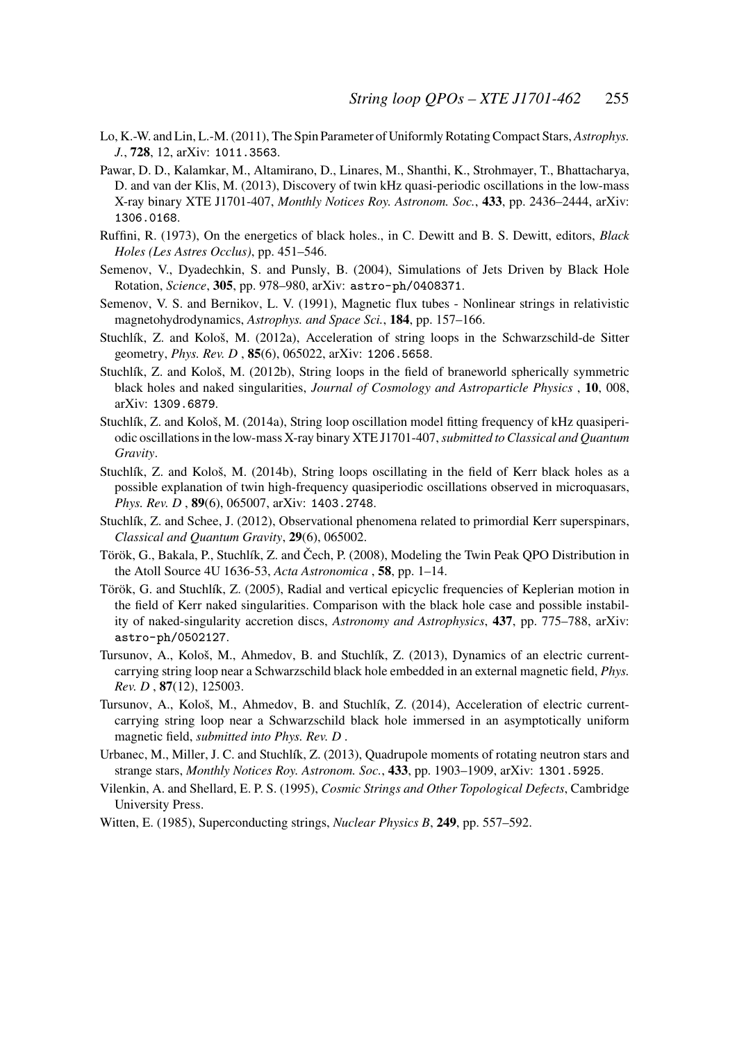Lo, K.-W. and Lin, L.-M. (2011), The Spin Parameter of Uniformly Rotating Compact Stars, *Astrophys. J.*, **728**, 12, arXiv: 1011.3563.

Pawar, D. D., Kalamkar, M., Altamirano, D., Linares, M., Shanthi, K., Strohmayer, T., Bhattacharya, D. and van der Klis, M. (2013), Discovery of twin kHz quasi-periodic oscillations in the low-mass X-ray binary XTE J1701-407, *Monthly Notices Roy. Astronom. Soc.*, **433**, pp. 2436–2444, arXiv: 1306.0168.

Ruffini, R. (1973), On the energetics of black holes., in C. Dewitt and B. S. Dewitt, editors, *Black Holes (Les Astres Occlus)*, pp. 451–546.

Semenov, V., Dyadechkin, S. and Punsly, B. (2004), Simulations of Jets Driven by Black Hole Rotation, *Science*, **305**, pp. 978–980, arXiv: astro-ph/0408371.

Semenov, V. S. and Bernikov, L. V. (1991), Magnetic flux tubes - Nonlinear strings in relativistic magnetohydrodynamics, *Astrophys. and Space Sci.*, **184**, pp. 157–166.

Stuchlík, Z. and Kološ, M. (2012a), Acceleration of string loops in the Schwarzschild-de Sitter geometry, *Phys. Rev. D*, **85**(6), 065022, arXiv: 1206.5658.

Stuchlík, Z. and Kološ, M. (2012b), String loops in the field of braneworld spherically symmetric black holes and naked singularities, *Journal of Cosmology and Astroparticle Physics*, **10**, 008, arXiv: 1309.6879.

Stuchlík, Z. and Kološ, M. (2014a), String loop oscillation model fitting frequency of kHz quasiperiodic oscillations in the low-mass X-ray binary XTE J1701-407, *submitted to Classical and Quantum Gravity*.

Stuchlík, Z. and Kološ, M. (2014b), String loops oscillating in the field of Kerr black holes as a possible explanation of twin high-frequency quasiperiodic oscillations observed in microquasars, *Phys. Rev. D*, **89**(6), 065007, arXiv: 1403.2748.

Stuchlík, Z. and Schee, J. (2012), Observational phenomena related to primordial Kerr superspinars, *Classical and Quantum Gravity*, **29**(6), 065002.

Török, G., Bakala, P., Stuchlík, Z. and Čech, P. (2008), Modeling the Twin Peak QPO Distribution in the Atoll Source 4U 1636-53, *Acta Astronomica*, **58**, pp. 1–14.

Török, G. and Stuchlík, Z. (2005), Radial and vertical epicyclic frequencies of Keplerian motion in the field of Kerr naked singularities. Comparison with the black hole case and possible instability of naked-singularity accretion discs, *Astronomy and Astrophysics*, **437**, pp. 775–788, arXiv: astro-ph/0502127.

Tursunov, A., Kološ, M., Ahmedov, B. and Stuchlík, Z. (2013), Dynamics of an electric current-carrying string loop near a Schwarzschild black hole embedded in an external magnetic field, *Phys. Rev. D*, **87**(12), 125003.

Tursunov, A., Kološ, M., Ahmedov, B. and Stuchlík, Z. (2014), Acceleration of electric current-carrying string loop near a Schwarzschild black hole immersed in an asymptotically uniform magnetic field, *submitted into Phys. Rev. D*.

Urbanec, M., Miller, J. C. and Stuchlík, Z. (2013), Quadrupole moments of rotating neutron stars and strange stars, *Monthly Notices Roy. Astronom. Soc.*, **433**, pp. 1903–1909, arXiv: 1301.5925.

Vilenkin, A. and Shellard, E. P. S. (1995), *Cosmic Strings and Other Topological Defects*, Cambridge University Press.

Witten, E. (1985), Superconducting strings, *Nuclear Physics B*, **249**, pp. 557–592.